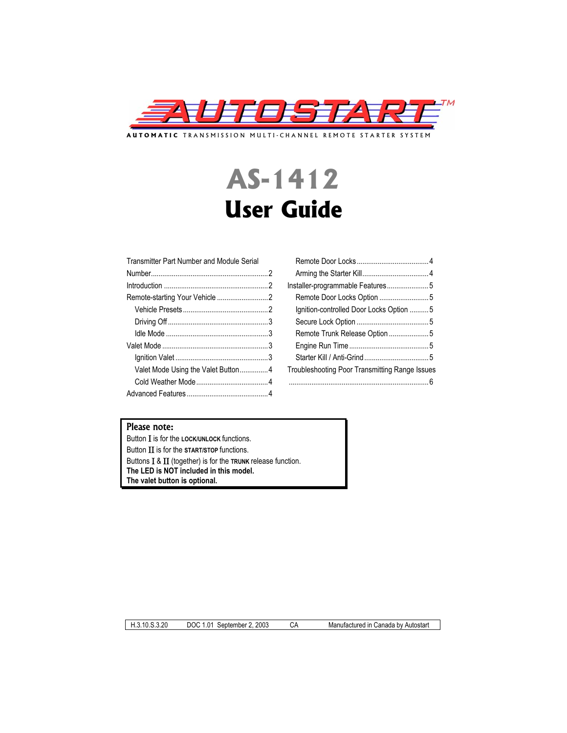# AUTOSTART™

**AUTOMATIC** TRANSMISSION MULTI-CHANNEL REMOTE STARTER SYSTEM

# AS-1412
# User Guide

Transmitter Part Number and Module Serial Number.....2
Introduction.....2
Remote-starting Your Vehicle.....2
- Vehicle Presets.....2
- Driving Off.....3
- Idle Mode.....3

Valet Mode.....3
- Ignition Valet.....3
- Valet Mode Using the Valet Button.....4
- Cold Weather Mode.....4

Advanced Features.....4
- Remote Door Locks.....4
- Arming the Starter Kill.....4

Installer-programmable Features.....5
- Remote Door Locks Option.....5
- Ignition-controlled Door Locks Option.....5
- Secure Lock Option.....5
- Remote Trunk Release Option.....5
- Engine Run Time.....5
- Starter Kill / Anti-Grind.....5

Troubleshooting Poor Transmitting Range Issues.....6

**Please note:**

Button I is for the **LOCK/UNLOCK** functions.
Button II is for the **START/STOP** functions.
Buttons I & II (together) is for the **TRUNK** release function.
**The LED is NOT included in this model.**
**The valet button is optional.**

| H.3.10.S.3.20 | DOC 1.01 September 2, 2003 | CA | Manufactured in Canada by Autostart |
|---|---|---|---|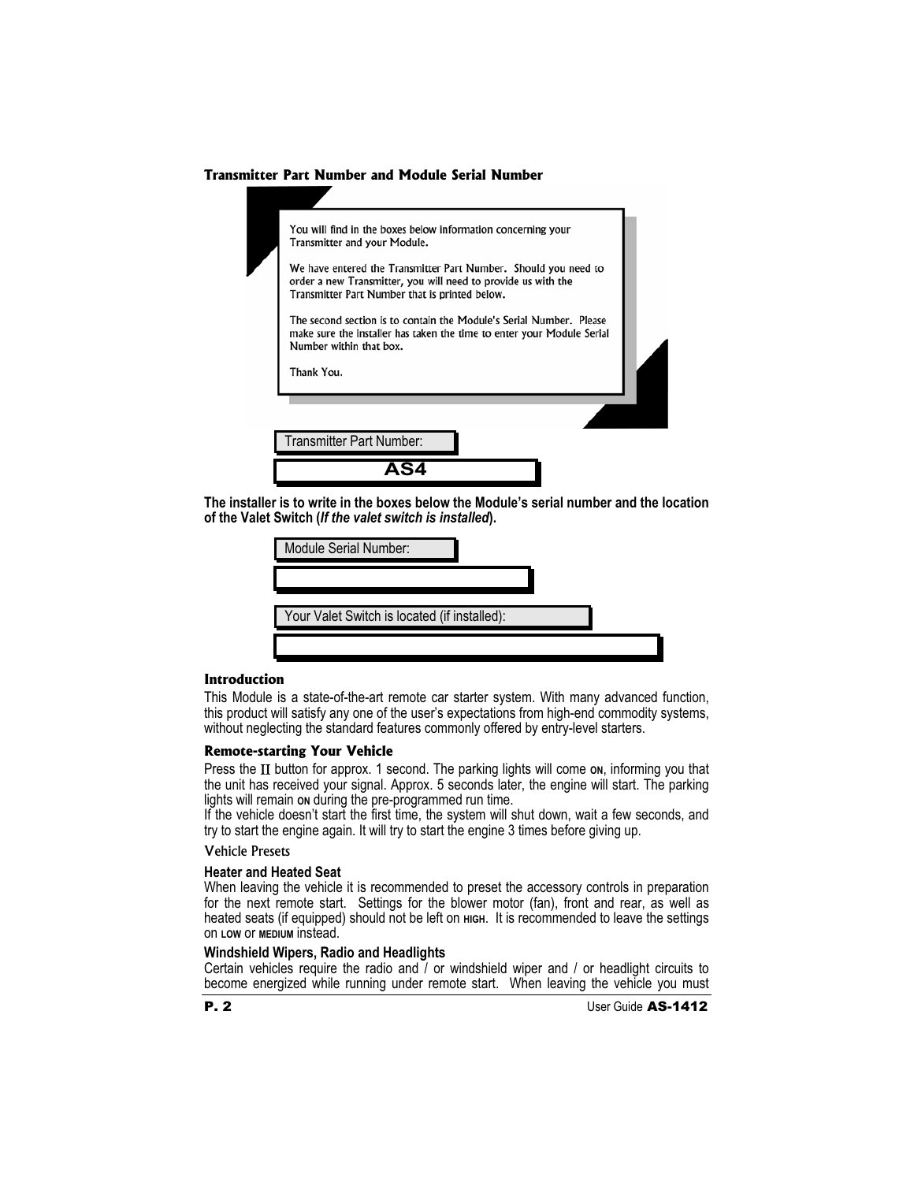## Transmitter Part Number and Module Serial Number

You will find in the boxes below information concerning your Transmitter and your Module.

We have entered the Transmitter Part Number. Should you need to order a new Transmitter, you will need to provide us with the Transmitter Part Number that is printed below.

The second section is to contain the Module's Serial Number. Please make sure the installer has taken the time to enter your Module Serial Number within that box.

Thank You.

Transmitter Part Number:

**AS4**

**The installer is to write in the boxes below the Module's serial number and the location of the Valet Switch (*If the valet switch is installed*).**

Module Serial Number:

Your Valet Switch is located (if installed):

## Introduction

This Module is a state-of-the-art remote car starter system. With many advanced function, this product will satisfy any one of the user's expectations from high-end commodity systems, without neglecting the standard features commonly offered by entry-level starters.

## Remote-starting Your Vehicle

Press the II button for approx. 1 second. The parking lights will come ON, informing you that the unit has received your signal. Approx. 5 seconds later, the engine will start. The parking lights will remain ON during the pre-programmed run time.

If the vehicle doesn't start the first time, the system will shut down, wait a few seconds, and try to start the engine again. It will try to start the engine 3 times before giving up.

### Vehicle Presets

#### Heater and Heated Seat

When leaving the vehicle it is recommended to preset the accessory controls in preparation for the next remote start. Settings for the blower motor (fan), front and rear, as well as heated seats (if equipped) should not be left on HIGH. It is recommended to leave the settings on LOW or MEDIUM instead.

#### Windshield Wipers, Radio and Headlights

Certain vehicles require the radio and / or windshield wiper and / or headlight circuits to become energized while running under remote start. When leaving the vehicle you must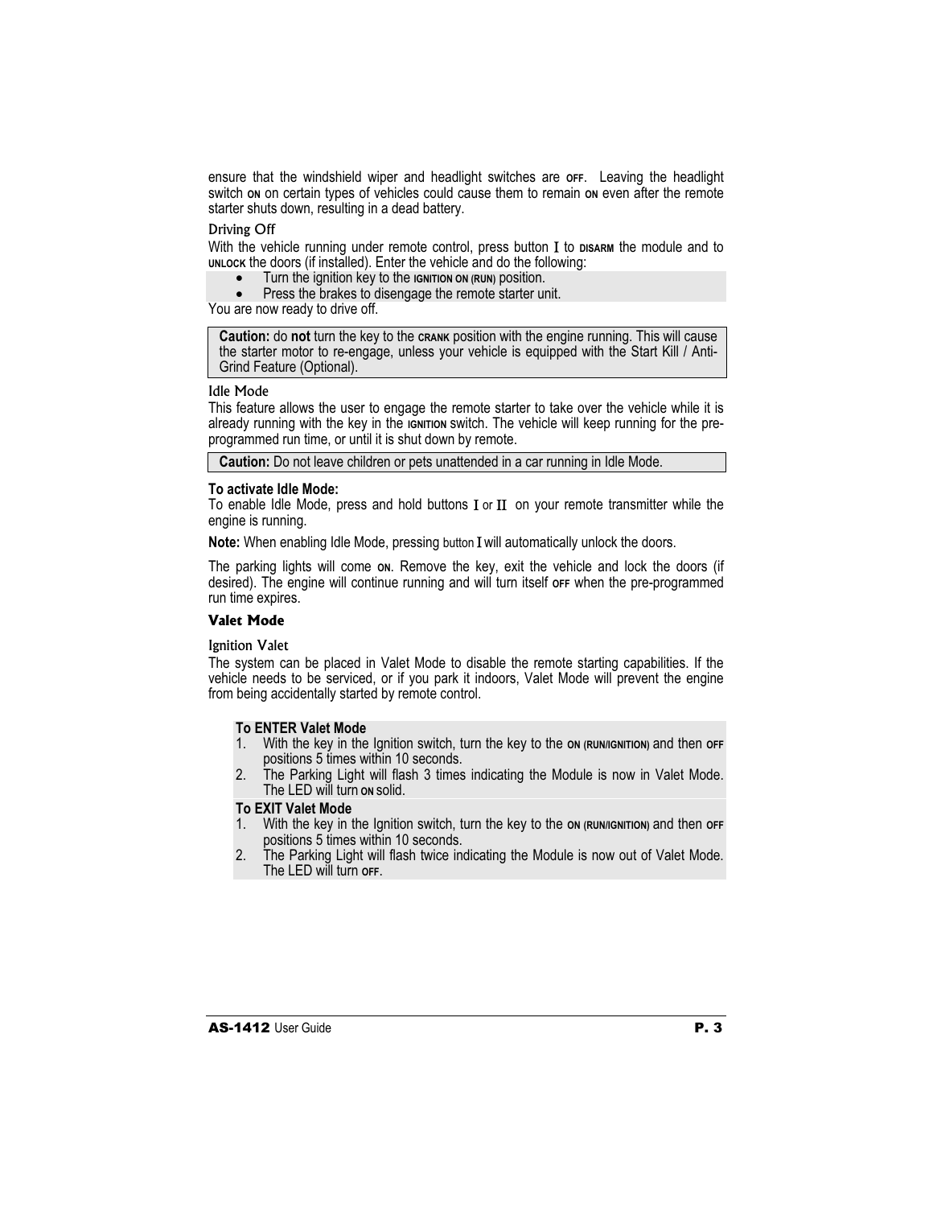ensure that the windshield wiper and headlight switches are OFF. Leaving the headlight switch ON on certain types of vehicles could cause them to remain ON even after the remote starter shuts down, resulting in a dead battery.

### Driving Off

With the vehicle running under remote control, press button I to DISARM the module and to UNLOCK the doors (if installed). Enter the vehicle and do the following:

- Turn the ignition key to the IGNITION ON (RUN) position.
- Press the brakes to disengage the remote starter unit.

You are now ready to drive off.

> **Caution:** do **not** turn the key to the CRANK position with the engine running. This will cause the starter motor to re-engage, unless your vehicle is equipped with the Start Kill / Anti-Grind Feature (Optional).

### Idle Mode

This feature allows the user to engage the remote starter to take over the vehicle while it is already running with the key in the IGNITION switch. The vehicle will keep running for the pre-programmed run time, or until it is shut down by remote.

> **Caution:** Do not leave children or pets unattended in a car running in Idle Mode.

**To activate Idle Mode:**

To enable Idle Mode, press and hold buttons I or II on your remote transmitter while the engine is running.

**Note:** When enabling Idle Mode, pressing button I will automatically unlock the doors.

The parking lights will come ON. Remove the key, exit the vehicle and lock the doors (if desired). The engine will continue running and will turn itself OFF when the pre-programmed run time expires.

## Valet Mode

### Ignition Valet

The system can be placed in Valet Mode to disable the remote starting capabilities. If the vehicle needs to be serviced, or if you park it indoors, Valet Mode will prevent the engine from being accidentally started by remote control.

**To ENTER Valet Mode**

1. With the key in the Ignition switch, turn the key to the ON (RUN/IGNITION) and then OFF positions 5 times within 10 seconds.
2. The Parking Light will flash 3 times indicating the Module is now in Valet Mode. The LED will turn ON solid.

**To EXIT Valet Mode**

1. With the key in the Ignition switch, turn the key to the ON (RUN/IGNITION) and then OFF positions 5 times within 10 seconds.
2. The Parking Light will flash twice indicating the Module is now out of Valet Mode. The LED will turn OFF.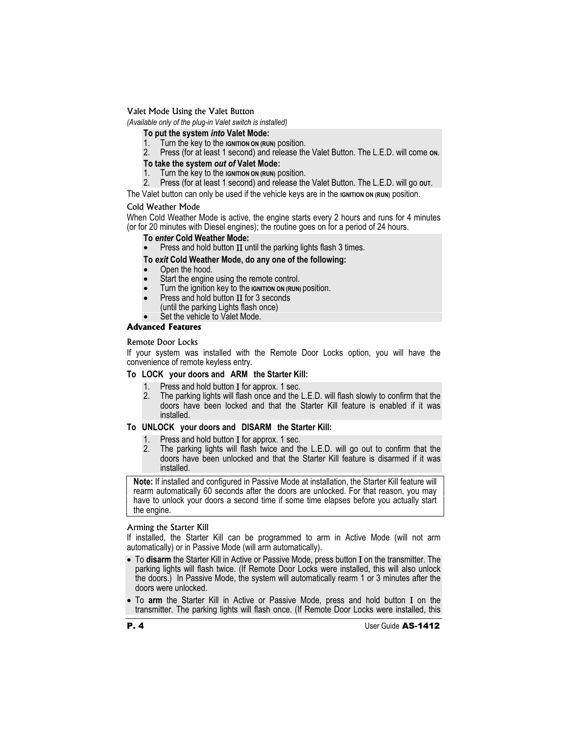### Valet Mode Using the Valet Button

*(Available only of the plug-in Valet switch is installed)*

**To put the system *into* Valet Mode:**

1. Turn the key to the IGNITION ON (RUN) position.
2. Press (for at least 1 second) and release the Valet Button. The L.E.D. will come ON.

**To take the system *out of* Valet Mode:**

1. Turn the key to the IGNITION ON (RUN) position.
2. Press (for at least 1 second) and release the Valet Button. The L.E.D. will go OUT.

The Valet button can only be used if the vehicle keys are in the IGNITION ON (RUN) position.

### Cold Weather Mode

When Cold Weather Mode is active, the engine starts every 2 hours and runs for 4 minutes (or for 20 minutes with Diesel engines); the routine goes on for a period of 24 hours.

**To *enter* Cold Weather Mode:**

- Press and hold button II until the parking lights flash 3 times.

**To *exit* Cold Weather Mode, do any one of the following:**

- Open the hood.
- Start the engine using the remote control.
- Turn the ignition key to the IGNITION ON (RUN) position.
- Press and hold button II for 3 seconds (until the parking Lights flash once)
- Set the vehicle to Valet Mode.

## Advanced Features

### Remote Door Locks

If your system was installed with the Remote Door Locks option, you will have the convenience of remote keyless entry.

**To LOCK your doors and ARM the Starter Kill:**

1. Press and hold button I for approx. 1 sec.
2. The parking lights will flash once and the L.E.D. will flash slowly to confirm that the doors have been locked and that the Starter Kill feature is enabled if it was installed.

**To UNLOCK your doors and DISARM the Starter Kill:**

1. Press and hold button I for approx. 1 sec.
2. The parking lights will flash twice and the L.E.D. will go out to confirm that the doors have been unlocked and that the Starter Kill feature is disarmed if it was installed.

**Note:** If installed and configured in Passive Mode at installation, the Starter Kill feature will rearm automatically 60 seconds after the doors are unlocked. For that reason, you may have to unlock your doors a second time if some time elapses before you actually start the engine.

### Arming the Starter Kill

If installed, the Starter Kill can be programmed to arm in Active Mode (will not arm automatically) or in Passive Mode (will arm automatically).

- To **disarm** the Starter Kill in Active or Passive Mode, press button I on the transmitter. The parking lights will flash twice. (If Remote Door Locks were installed, this will also unlock the doors.) In Passive Mode, the system will automatically rearm 1 or 3 minutes after the doors were unlocked.
- To **arm** the Starter Kill in Active or Passive Mode, press and hold button I on the transmitter. The parking lights will flash once. (If Remote Door Locks were installed, this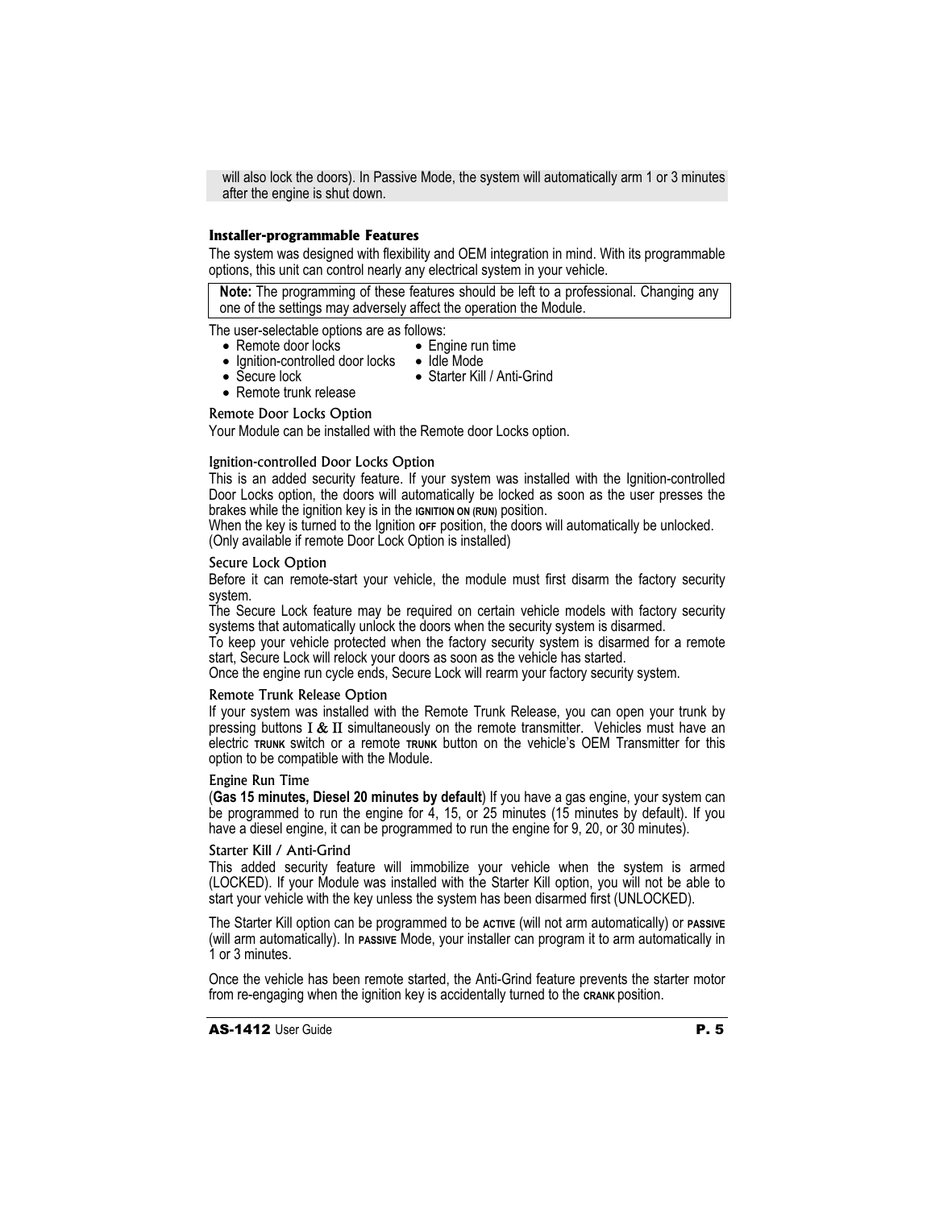will also lock the doors). In Passive Mode, the system will automatically arm 1 or 3 minutes after the engine is shut down.

### Installer-programmable Features

The system was designed with flexibility and OEM integration in mind. With its programmable options, this unit can control nearly any electrical system in your vehicle.

> **Note:** The programming of these features should be left to a professional. Changing any one of the settings may adversely affect the operation the Module.

The user-selectable options are as follows:

- Remote door locks
- Ignition-controlled door locks
- Secure lock
- Remote trunk release
- Engine run time
- Idle Mode
- Starter Kill / Anti-Grind

#### Remote Door Locks Option

Your Module can be installed with the Remote door Locks option.

#### Ignition-controlled Door Locks Option

This is an added security feature. If your system was installed with the Ignition-controlled Door Locks option, the doors will automatically be locked as soon as the user presses the brakes while the ignition key is in the IGNITION ON (RUN) position.

When the key is turned to the Ignition OFF position, the doors will automatically be unlocked.
(Only available if remote Door Lock Option is installed)

#### Secure Lock Option

Before it can remote-start your vehicle, the module must first disarm the factory security system.

The Secure Lock feature may be required on certain vehicle models with factory security systems that automatically unlock the doors when the security system is disarmed.

To keep your vehicle protected when the factory security system is disarmed for a remote start, Secure Lock will relock your doors as soon as the vehicle has started.

Once the engine run cycle ends, Secure Lock will rearm your factory security system.

#### Remote Trunk Release Option

If your system was installed with the Remote Trunk Release, you can open your trunk by pressing buttons I & II simultaneously on the remote transmitter. Vehicles must have an electric TRUNK switch or a remote TRUNK button on the vehicle's OEM Transmitter for this option to be compatible with the Module.

#### Engine Run Time

(**Gas 15 minutes, Diesel 20 minutes by default**) If you have a gas engine, your system can be programmed to run the engine for 4, 15, or 25 minutes (15 minutes by default). If you have a diesel engine, it can be programmed to run the engine for 9, 20, or 30 minutes).

#### Starter Kill / Anti-Grind

This added security feature will immobilize your vehicle when the system is armed (LOCKED). If your Module was installed with the Starter Kill option, you will not be able to start your vehicle with the key unless the system has been disarmed first (UNLOCKED).

The Starter Kill option can be programmed to be ACTIVE (will not arm automatically) or PASSIVE (will arm automatically). In PASSIVE Mode, your installer can program it to arm automatically in 1 or 3 minutes.

Once the vehicle has been remote started, the Anti-Grind feature prevents the starter motor from re-engaging when the ignition key is accidentally turned to the CRANK position.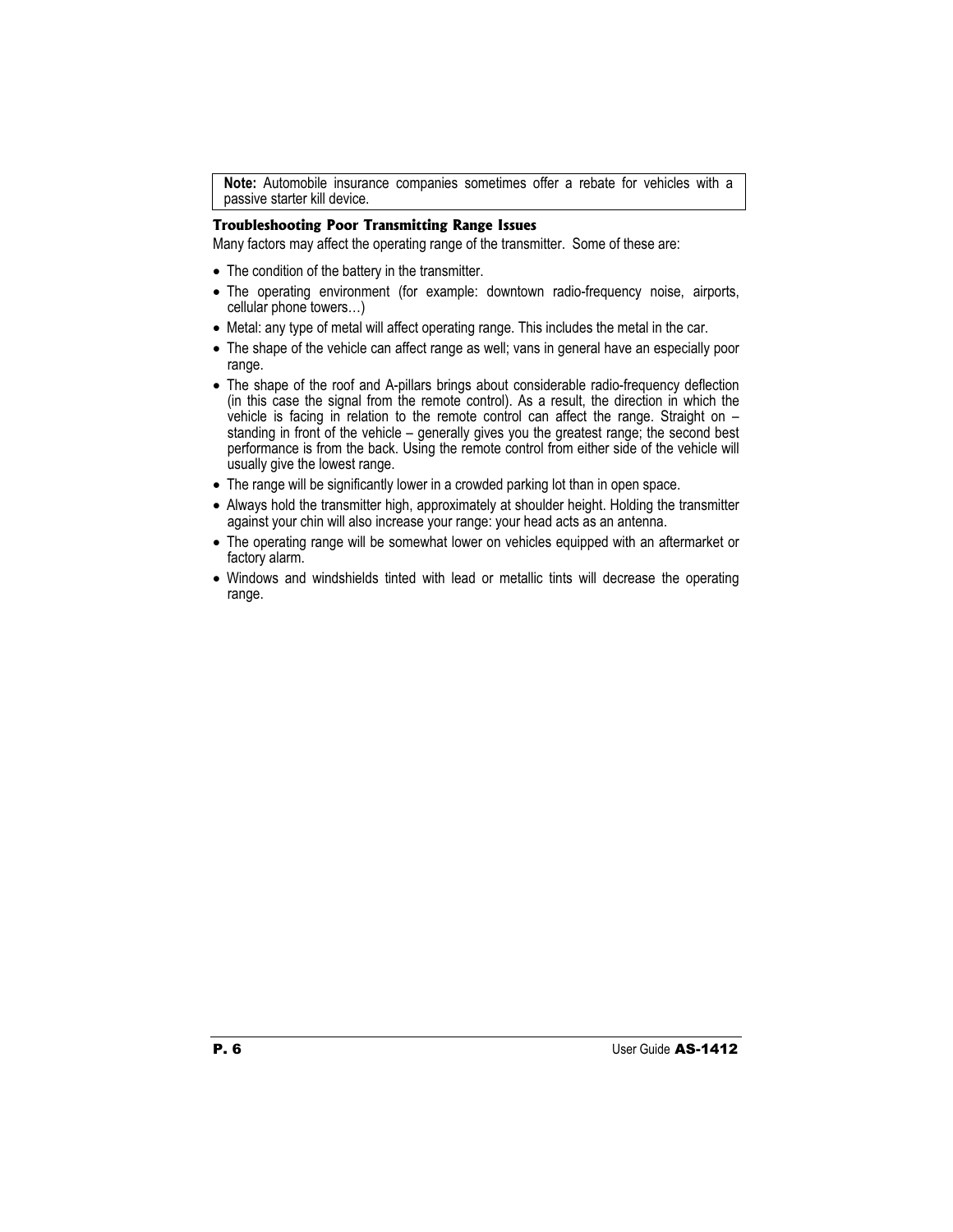> **Note:** Automobile insurance companies sometimes offer a rebate for vehicles with a passive starter kill device.

### Troubleshooting Poor Transmitting Range Issues

Many factors may affect the operating range of the transmitter. Some of these are:

- The condition of the battery in the transmitter.
- The operating environment (for example: downtown radio-frequency noise, airports, cellular phone towers…)
- Metal: any type of metal will affect operating range. This includes the metal in the car.
- The shape of the vehicle can affect range as well; vans in general have an especially poor range.
- The shape of the roof and A-pillars brings about considerable radio-frequency deflection (in this case the signal from the remote control). As a result, the direction in which the vehicle is facing in relation to the remote control can affect the range. Straight on – standing in front of the vehicle – generally gives you the greatest range; the second best performance is from the back. Using the remote control from either side of the vehicle will usually give the lowest range.
- The range will be significantly lower in a crowded parking lot than in open space.
- Always hold the transmitter high, approximately at shoulder height. Holding the transmitter against your chin will also increase your range: your head acts as an antenna.
- The operating range will be somewhat lower on vehicles equipped with an aftermarket or factory alarm.
- Windows and windshields tinted with lead or metallic tints will decrease the operating range.